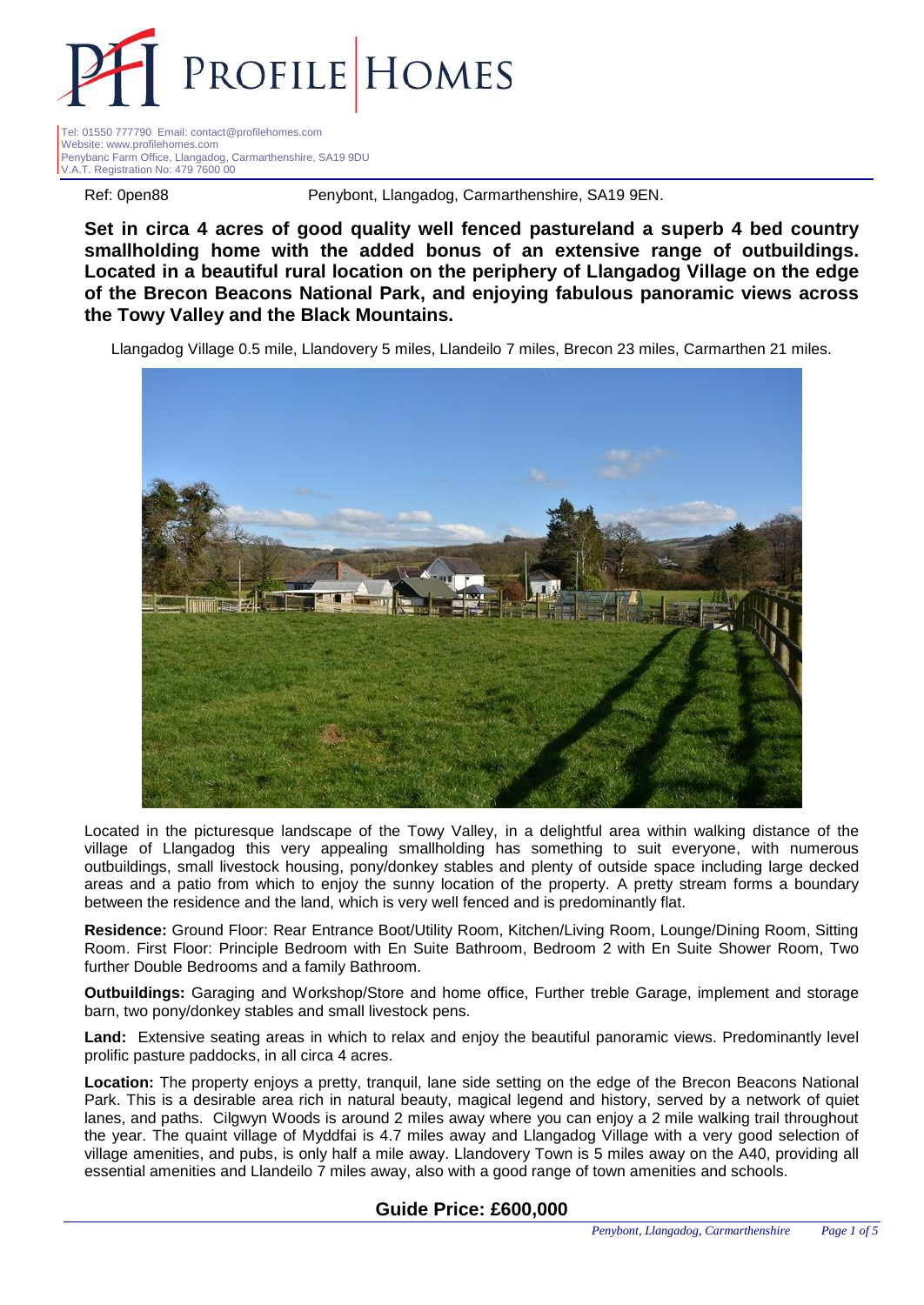# PROFILE HOMES

Tel: 01550 777790 Email: contact@profilehomes.com
Website: www.profilehomes.com
Penybanc Farm Office, Llangadog, Carmarthenshire, SA19 9DU
V.A.T. Registration No: 479 7600 00

Ref: 0pen88 Penybont, Llangadog, Carmarthenshire, SA19 9EN.

**Set in circa 4 acres of good quality well fenced pastureland a superb 4 bed country smallholding home with the added bonus of an extensive range of outbuildings. Located in a beautiful rural location on the periphery of Llangadog Village on the edge of the Brecon Beacons National Park, and enjoying fabulous panoramic views across the Towy Valley and the Black Mountains.**

Llangadog Village 0.5 mile, Llandovery 5 miles, Llandeilo 7 miles, Brecon 23 miles, Carmarthen 21 miles.

Located in the picturesque landscape of the Towy Valley, in a delightful area within walking distance of the village of Llangadog this very appealing smallholding has something to suit everyone, with numerous outbuildings, small livestock housing, pony/donkey stables and plenty of outside space including large decked areas and a patio from which to enjoy the sunny location of the property. A pretty stream forms a boundary between the residence and the land, which is very well fenced and is predominantly flat.

**Residence:** Ground Floor: Rear Entrance Boot/Utility Room, Kitchen/Living Room, Lounge/Dining Room, Sitting Room. First Floor: Principle Bedroom with En Suite Bathroom, Bedroom 2 with En Suite Shower Room, Two further Double Bedrooms and a family Bathroom.

**Outbuildings:** Garaging and Workshop/Store and home office, Further treble Garage, implement and storage barn, two pony/donkey stables and small livestock pens.

**Land:** Extensive seating areas in which to relax and enjoy the beautiful panoramic views. Predominantly level prolific pasture paddocks, in all circa 4 acres.

**Location:** The property enjoys a pretty, tranquil, lane side setting on the edge of the Brecon Beacons National Park. This is a desirable area rich in natural beauty, magical legend and history, served by a network of quiet lanes, and paths. Cilgwyn Woods is around 2 miles away where you can enjoy a 2 mile walking trail throughout the year. The quaint village of Myddfai is 4.7 miles away and Llangadog Village with a very good selection of village amenities, and pubs, is only half a mile away. Llandovery Town is 5 miles away on the A40, providing all essential amenities and Llandeilo 7 miles away, also with a good range of town amenities and schools.

## Guide Price: £600,000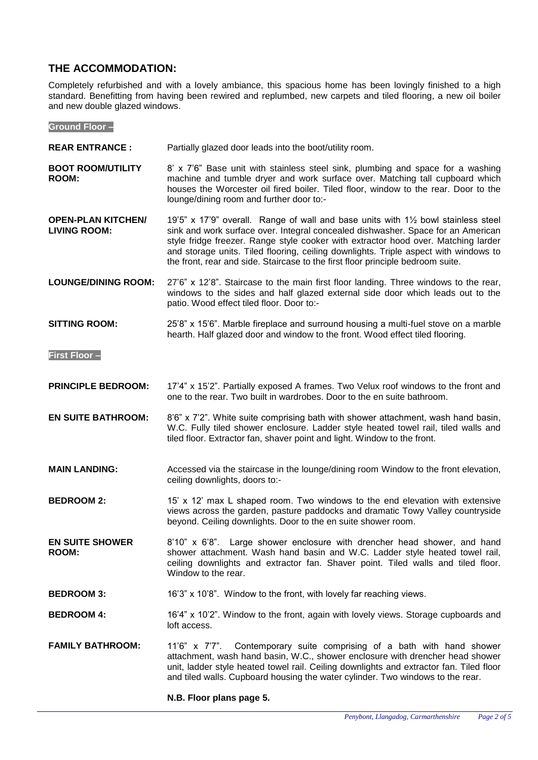## THE ACCOMMODATION:

Completely refurbished and with a lovely ambiance, this spacious home has been lovingly finished to a high standard. Benefitting from having been rewired and replumbed, new carpets and tiled flooring, a new oil boiler and new double glazed windows.

### Ground Floor –

**REAR ENTRANCE :** Partially glazed door leads into the boot/utility room.

**BOOT ROOM/UTILITY ROOM:** 8' x 7'6" Base unit with stainless steel sink, plumbing and space for a washing machine and tumble dryer and work surface over. Matching tall cupboard which houses the Worcester oil fired boiler. Tiled floor, window to the rear. Door to the lounge/dining room and further door to:-

**OPEN-PLAN KITCHEN/ LIVING ROOM:** 19'5" x 17'9" overall. Range of wall and base units with 1½ bowl stainless steel sink and work surface over. Integral concealed dishwasher. Space for an American style fridge freezer. Range style cooker with extractor hood over. Matching larder and storage units. Tiled flooring, ceiling downlights. Triple aspect with windows to the front, rear and side. Staircase to the first floor principle bedroom suite.

**LOUNGE/DINING ROOM:** 27'6" x 12'8". Staircase to the main first floor landing. Three windows to the rear, windows to the sides and half glazed external side door which leads out to the patio. Wood effect tiled floor. Door to:-

**SITTING ROOM:** 25'8" x 15'6". Marble fireplace and surround housing a multi-fuel stove on a marble hearth. Half glazed door and window to the front. Wood effect tiled flooring.

### First Floor –

**PRINCIPLE BEDROOM:** 17'4" x 15'2". Partially exposed A frames. Two Velux roof windows to the front and one to the rear. Two built in wardrobes. Door to the en suite bathroom.

**EN SUITE BATHROOM:** 8'6" x 7'2". White suite comprising bath with shower attachment, wash hand basin, W.C. Fully tiled shower enclosure. Ladder style heated towel rail, tiled walls and tiled floor. Extractor fan, shaver point and light. Window to the front.

**MAIN LANDING:** Accessed via the staircase in the lounge/dining room Window to the front elevation, ceiling downlights, doors to:-

**BEDROOM 2:** 15' x 12' max L shaped room. Two windows to the end elevation with extensive views across the garden, pasture paddocks and dramatic Towy Valley countryside beyond. Ceiling downlights. Door to the en suite shower room.

**EN SUITE SHOWER ROOM:** 8'10" x 6'8". Large shower enclosure with drencher head shower, and hand shower attachment. Wash hand basin and W.C. Ladder style heated towel rail, ceiling downlights and extractor fan. Shaver point. Tiled walls and tiled floor. Window to the rear.

**BEDROOM 3:** 16'3" x 10'8". Window to the front, with lovely far reaching views.

**BEDROOM 4:** 16'4" x 10'2". Window to the front, again with lovely views. Storage cupboards and loft access.

**FAMILY BATHROOM:** 11'6" x 7'7". Contemporary suite comprising of a bath with hand shower attachment, wash hand basin, W.C., shower enclosure with drencher head shower unit, ladder style heated towel rail. Ceiling downlights and extractor fan. Tiled floor and tiled walls. Cupboard housing the water cylinder. Two windows to the rear.

**N.B. Floor plans page 5.**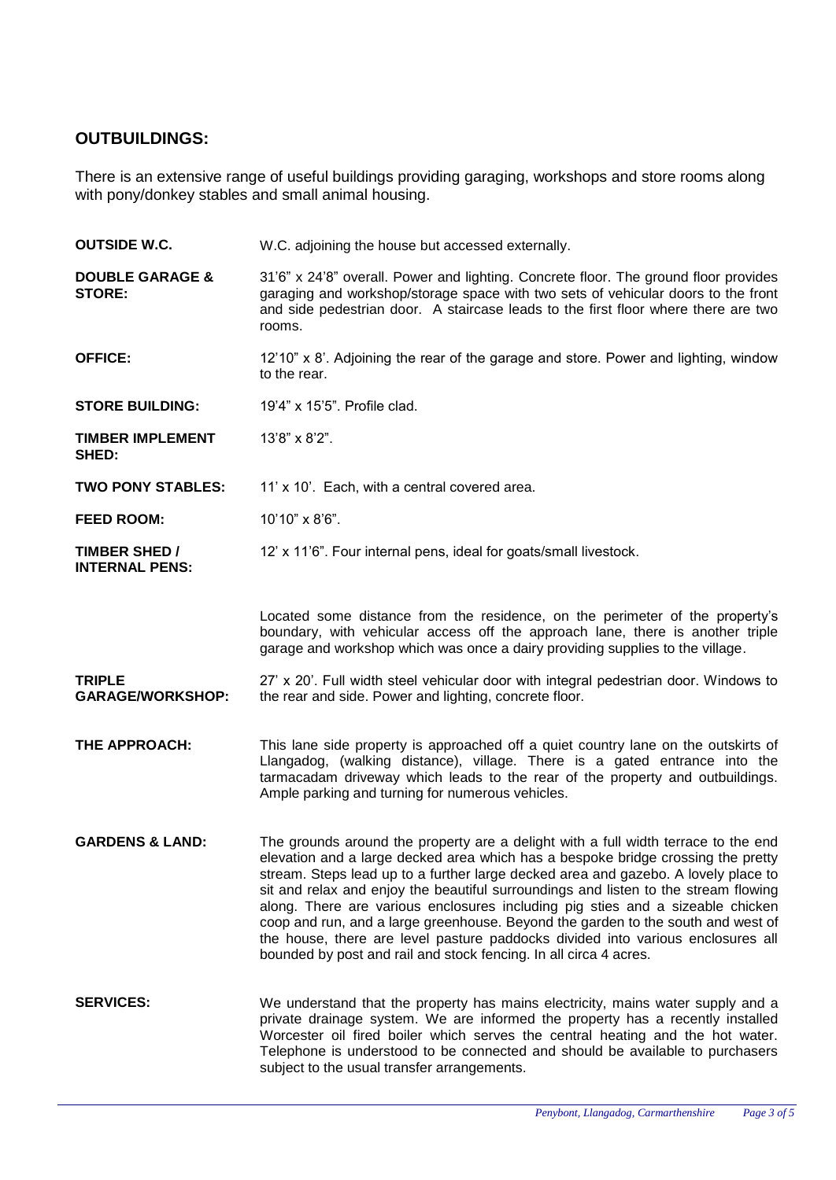## OUTBUILDINGS:

There is an extensive range of useful buildings providing garaging, workshops and store rooms along with pony/donkey stables and small animal housing.

**OUTSIDE W.C.** W.C. adjoining the house but accessed externally.

**DOUBLE GARAGE & STORE:** 31'6" x 24'8" overall. Power and lighting. Concrete floor. The ground floor provides garaging and workshop/storage space with two sets of vehicular doors to the front and side pedestrian door. A staircase leads to the first floor where there are two rooms.

**OFFICE:** 12'10" x 8'. Adjoining the rear of the garage and store. Power and lighting, window to the rear.

**STORE BUILDING:** 19'4" x 15'5". Profile clad.

**TIMBER IMPLEMENT SHED:** 13'8" x 8'2".

**TWO PONY STABLES:** 11' x 10'. Each, with a central covered area.

**FEED ROOM:** 10'10" x 8'6".

**TIMBER SHED / INTERNAL PENS:** 12' x 11'6". Four internal pens, ideal for goats/small livestock.

Located some distance from the residence, on the perimeter of the property's boundary, with vehicular access off the approach lane, there is another triple garage and workshop which was once a dairy providing supplies to the village.

**TRIPLE GARAGE/WORKSHOP:** 27' x 20'. Full width steel vehicular door with integral pedestrian door. Windows to the rear and side. Power and lighting, concrete floor.

**THE APPROACH:** This lane side property is approached off a quiet country lane on the outskirts of Llangadog, (walking distance), village. There is a gated entrance into the tarmacadam driveway which leads to the rear of the property and outbuildings. Ample parking and turning for numerous vehicles.

**GARDENS & LAND:** The grounds around the property are a delight with a full width terrace to the end elevation and a large decked area which has a bespoke bridge crossing the pretty stream. Steps lead up to a further large decked area and gazebo. A lovely place to sit and relax and enjoy the beautiful surroundings and listen to the stream flowing along. There are various enclosures including pig sties and a sizeable chicken coop and run, and a large greenhouse. Beyond the garden to the south and west of the house, there are level pasture paddocks divided into various enclosures all bounded by post and rail and stock fencing. In all circa 4 acres.

**SERVICES:** We understand that the property has mains electricity, mains water supply and a private drainage system. We are informed the property has a recently installed Worcester oil fired boiler which serves the central heating and the hot water. Telephone is understood to be connected and should be available to purchasers subject to the usual transfer arrangements.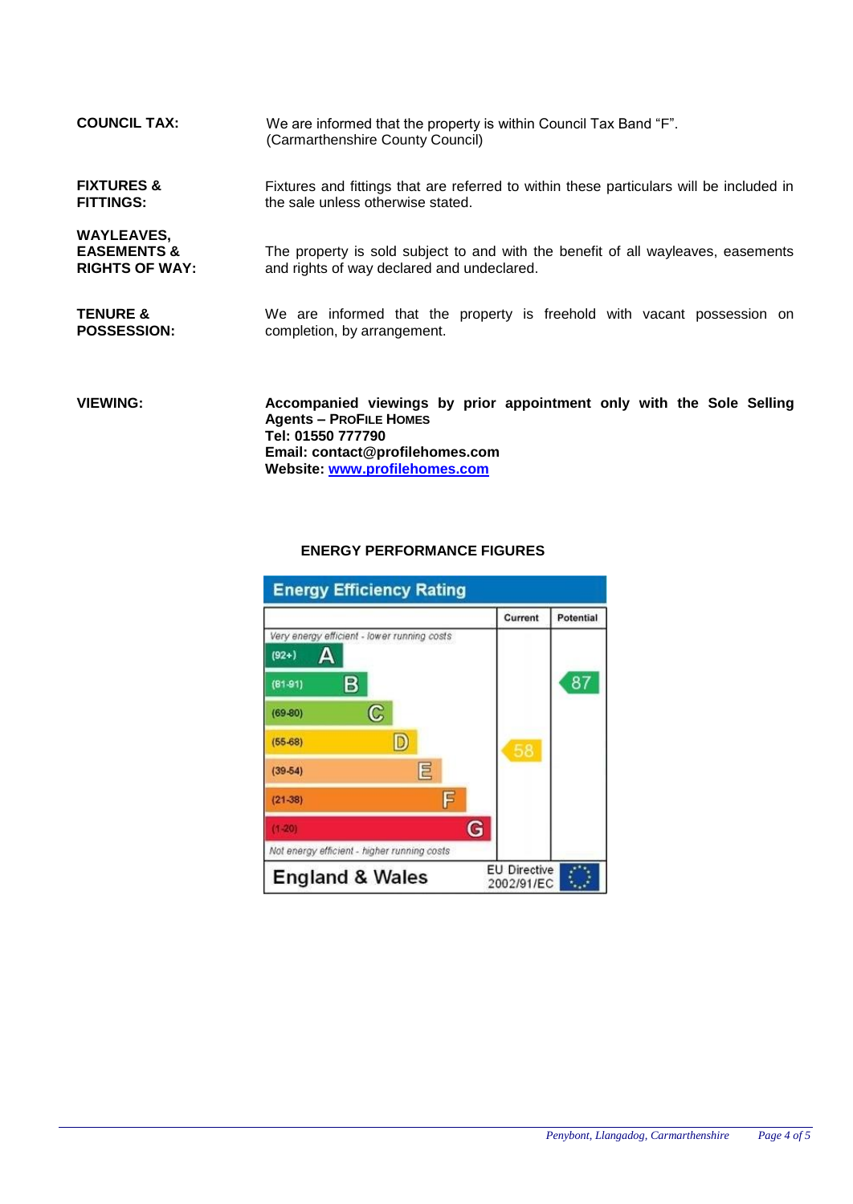**COUNCIL TAX:** We are informed that the property is within Council Tax Band "F". (Carmarthenshire County Council)

**FIXTURES & FITTINGS:** Fixtures and fittings that are referred to within these particulars will be included in the sale unless otherwise stated.

**WAYLEAVES, EASEMENTS & RIGHTS OF WAY:** The property is sold subject to and with the benefit of all wayleaves, easements and rights of way declared and undeclared.

**TENURE & POSSESSION:** We are informed that the property is freehold with vacant possession on completion, by arrangement.

**VIEWING:** **Accompanied viewings by prior appointment only with the Sole Selling Agents – PROFILE HOMES**
**Tel: 01550 777790**
**Email: contact@profilehomes.com**
**Website: [www.profilehomes.com](http://www.profilehomes.com)**

**ENERGY PERFORMANCE FIGURES**

**Energy Efficiency Rating**

| | Current | Potential |
|---|---|---|
| *Very energy efficient - lower running costs* | | |
| (92+) A | | |
| (81-91) B | | 87 |
| (69-80) C | | |
| (55-68) D | 58 | |
| (39-54) E | | |
| (21-38) F | | |
| (1-20) G | | |
| *Not energy efficient - higher running costs* | | |
| England & Wales | EU Directive 2002/91/EC | |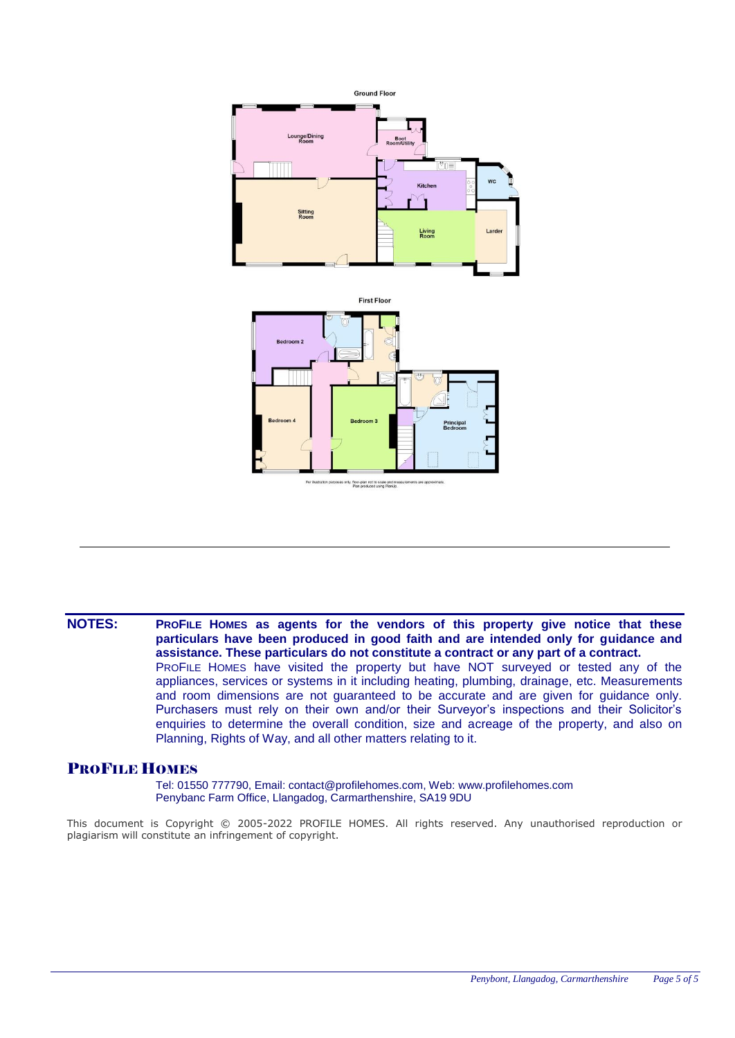Ground Floor

Lounge/Dining Room

Boot Room/Utility

Kitchen

WC

Sitting Room

Living Room

Larder

First Floor

Bedroom 2

Bedroom 4

Bedroom 3

Principal Bedroom

For illustration purposes only, floor-plan not to scale and measurements are approximate. Plan produced using PlanUp.

---

**NOTES:** **PROFILE HOMES as agents for the vendors of this property give notice that these particulars have been produced in good faith and are intended only for guidance and assistance. These particulars do not constitute a contract or any part of a contract.**
PROFILE HOMES have visited the property but have NOT surveyed or tested any of the appliances, services or systems in it including heating, plumbing, drainage, etc. Measurements and room dimensions are not guaranteed to be accurate and are given for guidance only. Purchasers must rely on their own and/or their Surveyor's inspections and their Solicitor's enquiries to determine the overall condition, size and acreage of the property, and also on Planning, Rights of Way, and all other matters relating to it.

## PROFILE HOMES

Tel: 01550 777790, Email: contact@profilehomes.com, Web: www.profilehomes.com
Penybanc Farm Office, Llangadog, Carmarthenshire, SA19 9DU

This document is Copyright © 2005-2022 PROFILE HOMES. All rights reserved. Any unauthorised reproduction or plagiarism will constitute an infringement of copyright.